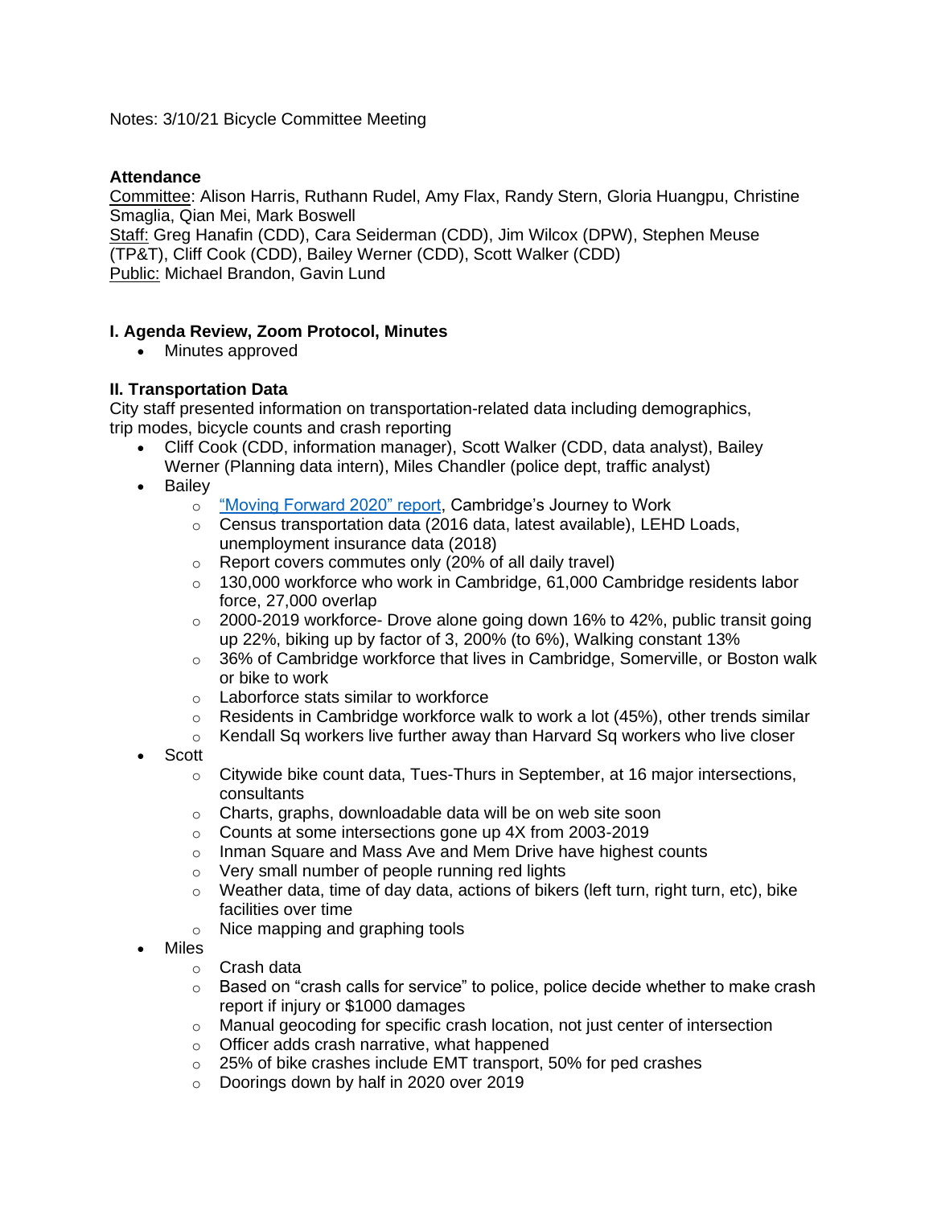Notes: 3/10/21 Bicycle Committee Meeting

**Attendance**

Committee: Alison Harris, Ruthann Rudel, Amy Flax, Randy Stern, Gloria Huangpu, Christine Smaglia, Qian Mei, Mark Boswell
Staff: Greg Hanafin (CDD), Cara Seiderman (CDD), Jim Wilcox (DPW), Stephen Meuse (TP&T), Cliff Cook (CDD), Bailey Werner (CDD), Scott Walker (CDD)
Public: Michael Brandon, Gavin Lund

## I. Agenda Review, Zoom Protocol, Minutes

- Minutes approved

## II. Transportation Data

City staff presented information on transportation-related data including demographics, trip modes, bicycle counts and crash reporting

- Cliff Cook (CDD, information manager), Scott Walker (CDD, data analyst), Bailey Werner (Planning data intern), Miles Chandler (police dept, traffic analyst)
- Bailey
  - "Moving Forward 2020" report, Cambridge's Journey to Work
  - Census transportation data (2016 data, latest available), LEHD Loads, unemployment insurance data (2018)
  - Report covers commutes only (20% of all daily travel)
  - 130,000 workforce who work in Cambridge, 61,000 Cambridge residents labor force, 27,000 overlap
  - 2000-2019 workforce- Drove alone going down 16% to 42%, public transit going up 22%, biking up by factor of 3, 200% (to 6%), Walking constant 13%
  - 36% of Cambridge workforce that lives in Cambridge, Somerville, or Boston walk or bike to work
  - Laborforce stats similar to workforce
  - Residents in Cambridge workforce walk to work a lot (45%), other trends similar
  - Kendall Sq workers live further away than Harvard Sq workers who live closer
- Scott
  - Citywide bike count data, Tues-Thurs in September, at 16 major intersections, consultants
  - Charts, graphs, downloadable data will be on web site soon
  - Counts at some intersections gone up 4X from 2003-2019
  - Inman Square and Mass Ave and Mem Drive have highest counts
  - Very small number of people running red lights
  - Weather data, time of day data, actions of bikers (left turn, right turn, etc), bike facilities over time
  - Nice mapping and graphing tools
- Miles
  - Crash data
  - Based on "crash calls for service" to police, police decide whether to make crash report if injury or $1000 damages
  - Manual geocoding for specific crash location, not just center of intersection
  - Officer adds crash narrative, what happened
  - 25% of bike crashes include EMT transport, 50% for ped crashes
  - Doorings down by half in 2020 over 2019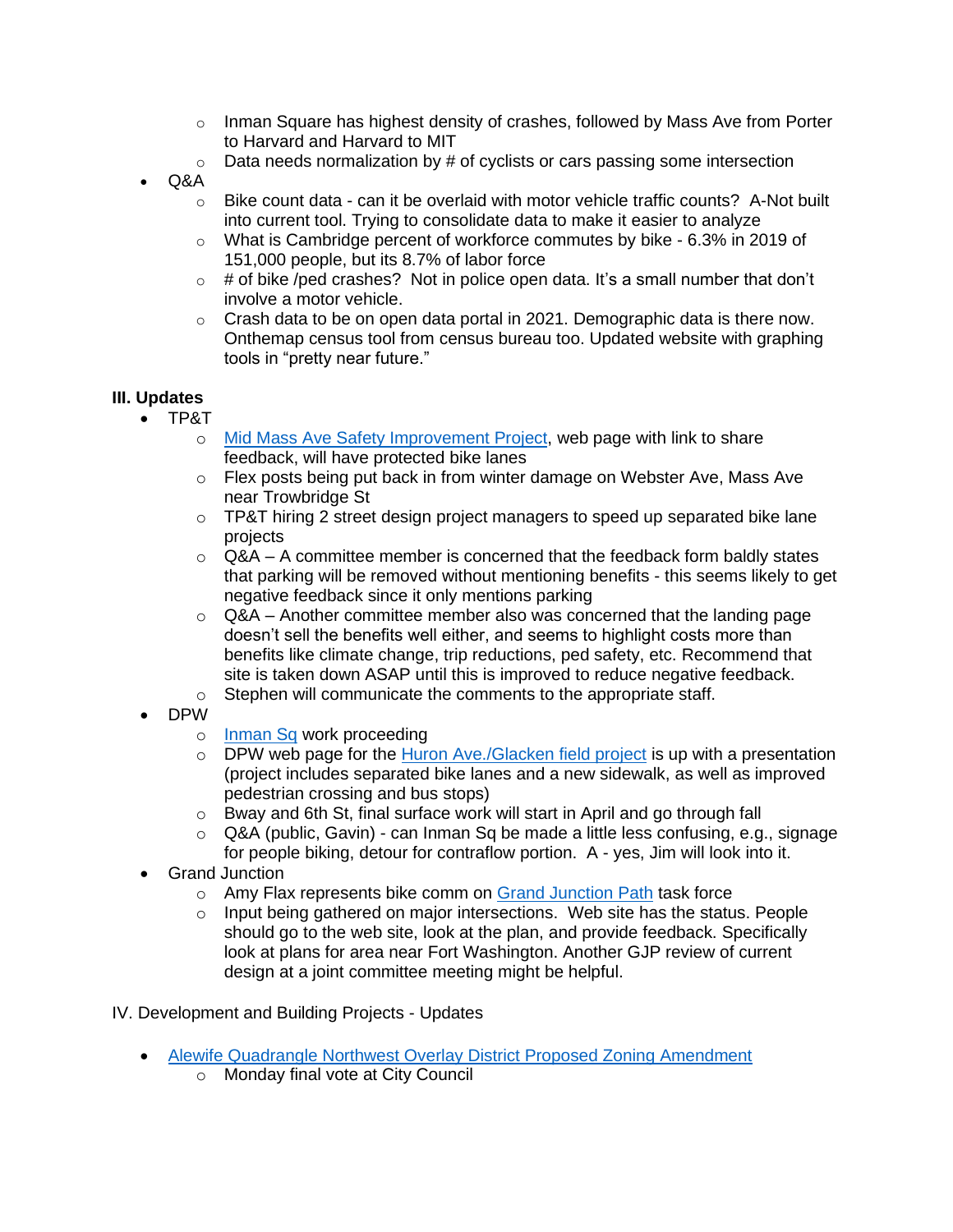- Inman Square has highest density of crashes, followed by Mass Ave from Porter to Harvard and Harvard to MIT
  - Data needs normalization by # of cyclists or cars passing some intersection
- Q&A
  - Bike count data - can it be overlaid with motor vehicle traffic counts? A-Not built into current tool. Trying to consolidate data to make it easier to analyze
  - What is Cambridge percent of workforce commutes by bike - 6.3% in 2019 of 151,000 people, but its 8.7% of labor force
  - # of bike /ped crashes? Not in police open data. It's a small number that don't involve a motor vehicle.
  - Crash data to be on open data portal in 2021. Demographic data is there now. Onthemap census tool from census bureau too. Updated website with graphing tools in "pretty near future."

**III. Updates**

- TP&T
  - Mid Mass Ave Safety Improvement Project, web page with link to share feedback, will have protected bike lanes
  - Flex posts being put back in from winter damage on Webster Ave, Mass Ave near Trowbridge St
  - TP&T hiring 2 street design project managers to speed up separated bike lane projects
  - Q&A – A committee member is concerned that the feedback form baldly states that parking will be removed without mentioning benefits - this seems likely to get negative feedback since it only mentions parking
  - Q&A – Another committee member also was concerned that the landing page doesn't sell the benefits well either, and seems to highlight costs more than benefits like climate change, trip reductions, ped safety, etc. Recommend that site is taken down ASAP until this is improved to reduce negative feedback.
  - Stephen will communicate the comments to the appropriate staff.
- DPW
  - Inman Sq work proceeding
  - DPW web page for the Huron Ave./Glacken field project is up with a presentation (project includes separated bike lanes and a new sidewalk, as well as improved pedestrian crossing and bus stops)
  - Bway and 6th St, final surface work will start in April and go through fall
  - Q&A (public, Gavin) - can Inman Sq be made a little less confusing, e.g., signage for people biking, detour for contraflow portion. A - yes, Jim will look into it.
- Grand Junction
  - Amy Flax represents bike comm on Grand Junction Path task force
  - Input being gathered on major intersections. Web site has the status. People should go to the web site, look at the plan, and provide feedback. Specifically look at plans for area near Fort Washington. Another GJP review of current design at a joint committee meeting might be helpful.

IV. Development and Building Projects - Updates

- Alewife Quadrangle Northwest Overlay District Proposed Zoning Amendment
  - Monday final vote at City Council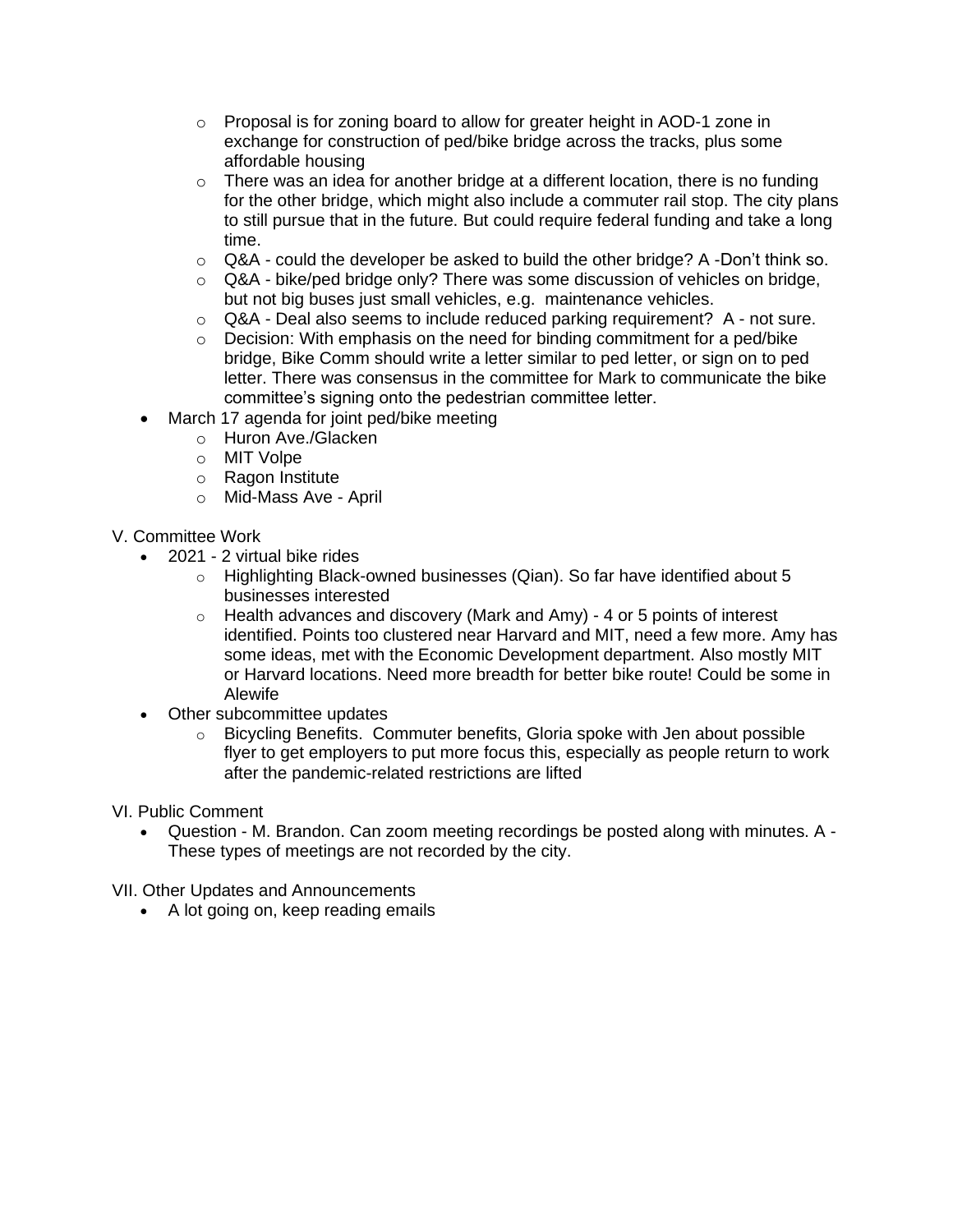- Proposal is for zoning board to allow for greater height in AOD-1 zone in exchange for construction of ped/bike bridge across the tracks, plus some affordable housing
  - There was an idea for another bridge at a different location, there is no funding for the other bridge, which might also include a commuter rail stop. The city plans to still pursue that in the future. But could require federal funding and take a long time.
  - Q&A - could the developer be asked to build the other bridge? A -Don't think so.
  - Q&A - bike/ped bridge only? There was some discussion of vehicles on bridge, but not big buses just small vehicles, e.g. maintenance vehicles.
  - Q&A - Deal also seems to include reduced parking requirement? A - not sure.
  - Decision: With emphasis on the need for binding commitment for a ped/bike bridge, Bike Comm should write a letter similar to ped letter, or sign on to ped letter. There was consensus in the committee for Mark to communicate the bike committee's signing onto the pedestrian committee letter.
- March 17 agenda for joint ped/bike meeting
  - Huron Ave./Glacken
  - MIT Volpe
  - Ragon Institute
  - Mid-Mass Ave - April

V. Committee Work

- 2021 - 2 virtual bike rides
  - Highlighting Black-owned businesses (Qian). So far have identified about 5 businesses interested
  - Health advances and discovery (Mark and Amy) - 4 or 5 points of interest identified. Points too clustered near Harvard and MIT, need a few more. Amy has some ideas, met with the Economic Development department. Also mostly MIT or Harvard locations. Need more breadth for better bike route! Could be some in Alewife
- Other subcommittee updates
  - Bicycling Benefits. Commuter benefits, Gloria spoke with Jen about possible flyer to get employers to put more focus this, especially as people return to work after the pandemic-related restrictions are lifted

VI. Public Comment

- Question - M. Brandon. Can zoom meeting recordings be posted along with minutes. A - These types of meetings are not recorded by the city.

VII. Other Updates and Announcements

- A lot going on, keep reading emails